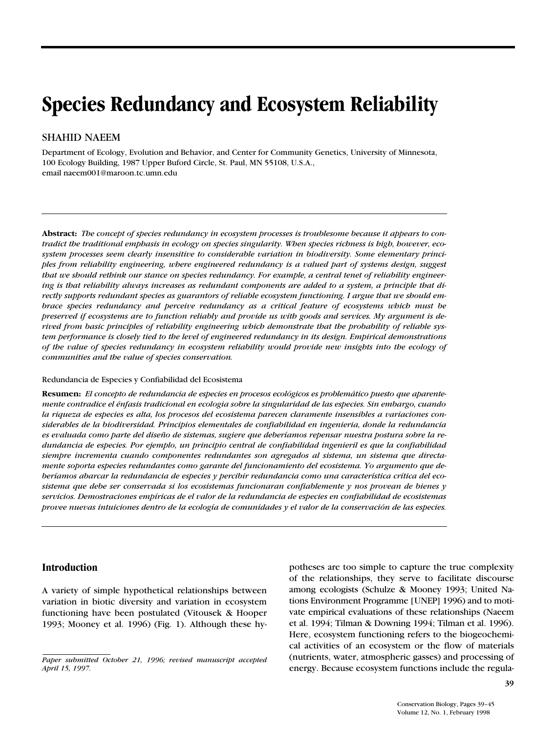# Species Redundancy and Ecosystem Reliability

SHAHID NAEEM

Department of Ecology, Evolution and Behavior, and Center for Community Genetics, University of Minnesota, 100 Ecology Building, 1987 Upper Buford Circle, St. Paul, MN 55108, U.S.A., email naeem001@maroon.tc.umn.edu

**Abstract:** *The concept of species redundancy in ecosystem processes is troublesome because it appears to contradict the traditional emphasis in ecology on species singularity. When species richness is high, however, ecosystem processes seem clearly insensitive to considerable variation in biodiversity. Some elementary principles from reliability engineering, where engineered redundancy is a valued part of systems design, suggest that we should rethink our stance on species redundancy. For example, a central tenet of reliability engineering is that reliability always increases as redundant components are added to a system, a principle that directly supports redundant species as guarantors of reliable ecosystem functioning. I argue that we should embrace species redundancy and perceive redundancy as a critical feature of ecosystems which must be preserved if ecosystems are to function reliably and provide us with goods and services. My argument is derived from basic principles of reliability engineering which demonstrate that the probability of reliable system performance is closely tied to the level of engineered redundancy in its design. Empirical demonstrations of the value of species redundancy in ecosystem reliability would provide new insights into the ecology of communities and the value of species conservation.*

Redundancia de Especies y Confiabilidad del Ecosistema

**Resumen:** *El concepto de redundancia de especies en procesos ecológicos es problemático puesto que aparentemente contradice el énfasis tradicional en ecologia sobre la singularidad de las especies. Sin embargo, cuando la riqueza de especies es alta, los procesos del ecosistema parecen claramente insensibles a variaciones considerables de la biodiversidad. Principios elementales de confiabilidad en ingenieria, donde la redundancia es evaluada como parte del diseño de sistemas, sugiere que deberíamos repensar nuestra postura sobre la redundancia de especies. Por ejemplo, un principio central de confiabilidad ingenieril es que la confiabilidad siempre incrementa cuando componentes redundantes son agregados al sistema, un sistema que directamente soporta especies redundantes como garante del funcionamiento del ecosistema. Yo argumento que deberíamos abarcar la redundancia de especies y percibir redundancia como una característica crítica del ecosistema que debe ser conservada si los ecosistemas funcionaran confiablemente y nos provean de bienes y servicios. Demostraciones empíricas de el valor de la redundancia de especies en confiabilidad de ecosistemas provee nuevas intuiciones dentro de la ecología de comunidades y el valor de la conservación de las especies.*

## Introduction

A variety of simple hypothetical relationships between variation in biotic diversity and variation in ecosystem functioning have been postulated (Vitousek & Hooper 1993; Mooney et al. 1996) (Fig. 1). Although these hypotheses are too simple to capture the true complexity of the relationships, they serve to facilitate discourse among ecologists (Schulze & Mooney 1993; United Nations Environment Programme [UNEP] 1996) and to motivate empirical evaluations of these relationships (Naeem et al. 1994; Tilman & Downing 1994; Tilman et al. 1996). Here, ecosystem functioning refers to the biogeochemical activities of an ecosystem or the flow of materials (nutrients, water, atmospheric gasses) and processing of energy. Because ecosystem functions include the regula-

*Paper submitted October 21, 1996; revised manuscript accepted April 15, 1997.*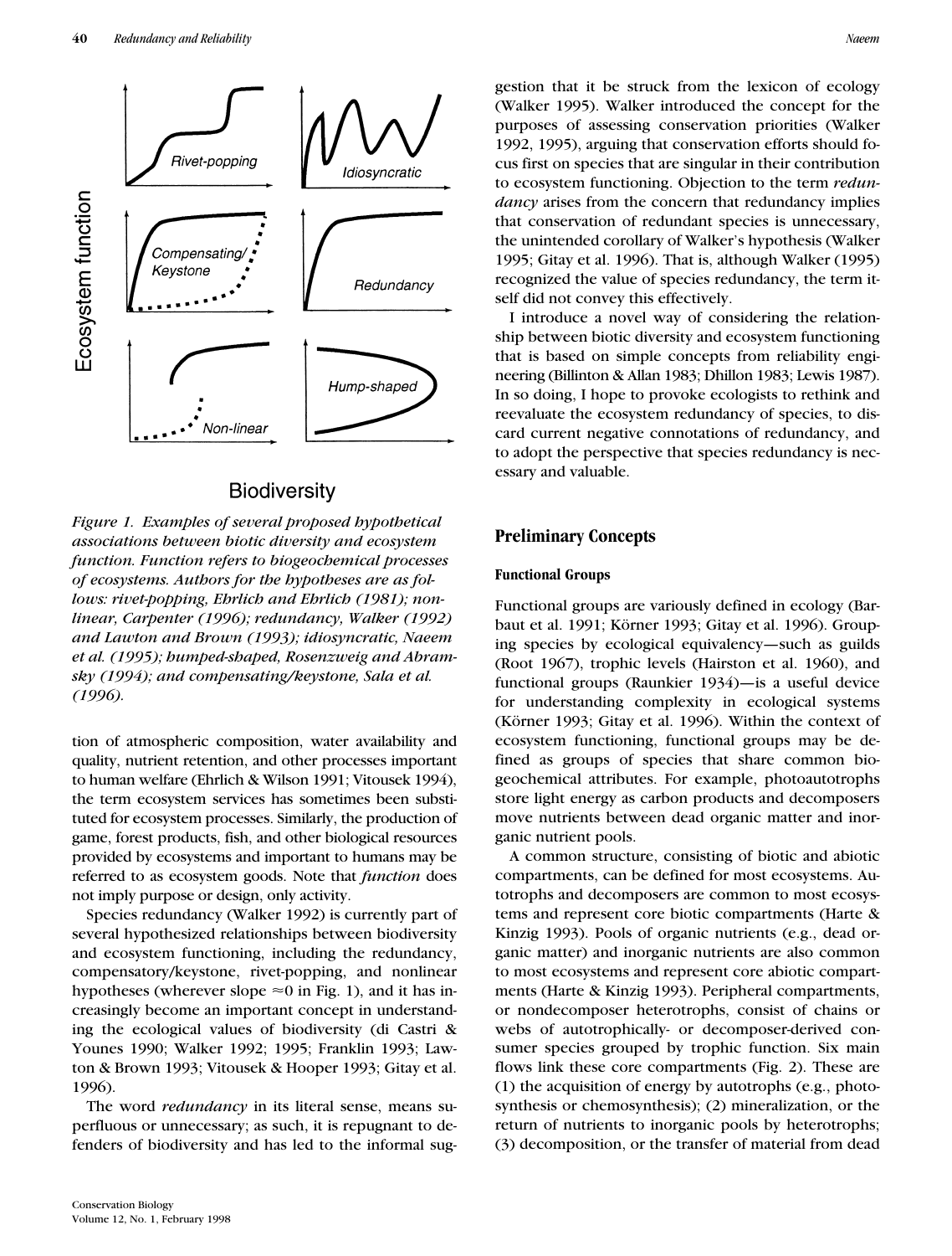*Figure 1. Examples of several proposed hypothetical associations between biotic diversity and ecosystem function. Function refers to biogeochemical processes of ecosystems. Authors for the hypotheses are as follows: rivet-popping, Ehrlich and Ehrlich (1981); nonlinear, Carpenter (1996); redundancy, Walker (1992) and Lawton and Brown (1993); idiosyncratic, Naeem et al. (1995); humped-shaped, Rosenzweig and Abramsky (1994); and compensating/keystone, Sala et al. (1996).*

tion of atmospheric composition, water availability and quality, nutrient retention, and other processes important to human welfare (Ehrlich & Wilson 1991; Vitousek 1994), the term ecosystem services has sometimes been substituted for ecosystem processes. Similarly, the production of game, forest products, fish, and other biological resources provided by ecosystems and important to humans may be referred to as ecosystem goods. Note that *function* does not imply purpose or design, only activity.

Species redundancy (Walker 1992) is currently part of several hypothesized relationships between biodiversity and ecosystem functioning, including the redundancy, compensatory/keystone, rivet-popping, and nonlinear hypotheses (wherever slope $\approx 0$ in Fig. 1), and it has increasingly become an important concept in understanding the ecological values of biodiversity (di Castri & Younes 1990; Walker 1992; 1995; Franklin 1993; Lawton & Brown 1993; Vitousek & Hooper 1993; Gitay et al. 1996).

The word *redundancy* in its literal sense, means superfluous or unnecessary; as such, it is repugnant to defenders of biodiversity and has led to the informal suggestion that it be struck from the lexicon of ecology (Walker 1995). Walker introduced the concept for the purposes of assessing conservation priorities (Walker 1992, 1995), arguing that conservation efforts should focus first on species that are singular in their contribution to ecosystem functioning. Objection to the term *redundancy* arises from the concern that redundancy implies that conservation of redundant species is unnecessary, the unintended corollary of Walker's hypothesis (Walker 1995; Gitay et al. 1996). That is, although Walker (1995) recognized the value of species redundancy, the term itself did not convey this effectively.

I introduce a novel way of considering the relationship between biotic diversity and ecosystem functioning that is based on simple concepts from reliability engineering (Billinton & Allan 1983; Dhillon 1983; Lewis 1987). In so doing, I hope to provoke ecologists to rethink and reevaluate the ecosystem redundancy of species, to discard current negative connotations of redundancy, and to adopt the perspective that species redundancy is necessary and valuable.

## Preliminary Concepts

### Functional Groups

Functional groups are variously defined in ecology (Barbaut et al. 1991; Körner 1993; Gitay et al. 1996). Grouping species by ecological equivalency—such as guilds (Root 1967), trophic levels (Hairston et al. 1960), and functional groups (Raunkier 1934)—is a useful device for understanding complexity in ecological systems (Körner 1993; Gitay et al. 1996). Within the context of ecosystem functioning, functional groups may be defined as groups of species that share common biogeochemical attributes. For example, photoautotrophs store light energy as carbon products and decomposers move nutrients between dead organic matter and inorganic nutrient pools.

A common structure, consisting of biotic and abiotic compartments, can be defined for most ecosystems. Autotrophs and decomposers are common to most ecosystems and represent core biotic compartments (Harte & Kinzig 1993). Pools of organic nutrients (e.g., dead organic matter) and inorganic nutrients are also common to most ecosystems and represent core abiotic compartments (Harte & Kinzig 1993). Peripheral compartments, or nondecomposer heterotrophs, consist of chains or webs of autotrophically- or decomposer-derived consumer species grouped by trophic function. Six main flows link these core compartments (Fig. 2). These are (1) the acquisition of energy by autotrophs (e.g., photosynthesis or chemosynthesis); (2) mineralization, or the return of nutrients to inorganic pools by heterotrophs; (3) decomposition, or the transfer of material from dead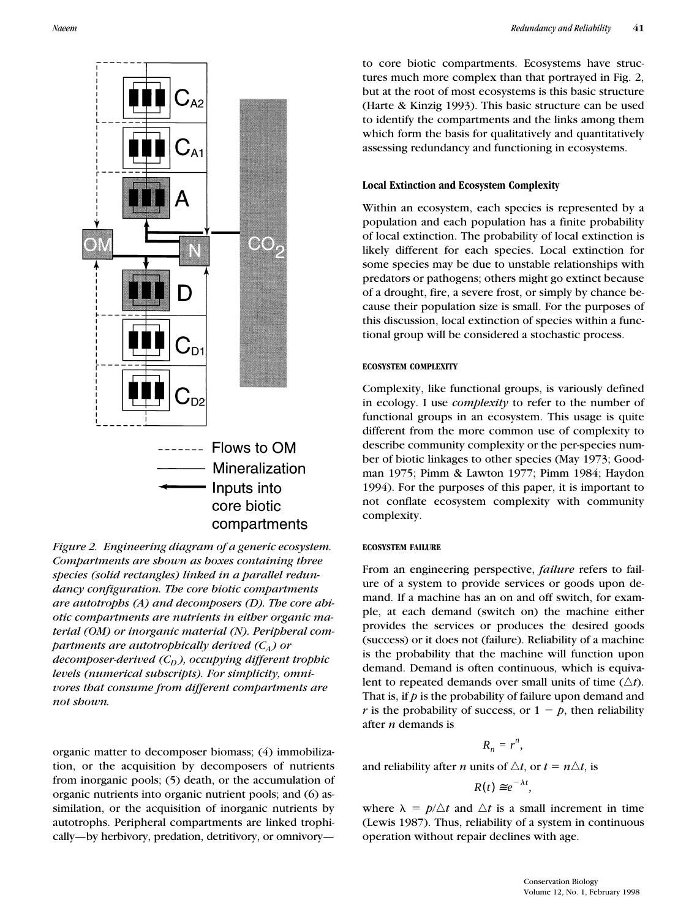*Figure 2. Engineering diagram of a generic ecosystem. Compartments are shown as boxes containing three species (solid rectangles) linked in a parallel redundancy configuration. The core biotic compartments are autotrophs (A) and decomposers (D). The core abiotic compartments are nutrients in either organic material (OM) or inorganic material (N). Peripheral compartments are autotrophically derived ($C_A$) or decomposer-derived ($C_D$), occupying different trophic levels (numerical subscripts). For simplicity, omnivores that consume from different compartments are not shown.*

organic matter to decomposer biomass; (4) immobilization, or the acquisition by decomposers of nutrients from inorganic pools; (5) death, or the accumulation of organic matter into organic nutrient pools; and (6) assimilation, or the acquisition of inorganic nutrients by autotrophs. Peripheral compartments are linked trophically—by herbivory, predation, detritivory, or omnivory—to core biotic compartments. Ecosystems have structures much more complex than that portrayed in Fig. 2, but at the root of most ecosystems is this basic structure (Harte & Kinzig 1993). This basic structure can be used to identify the compartments and the links among them which form the basis for qualitatively and quantitatively assessing redundancy and functioning in ecosystems.

## Local Extinction and Ecosystem Complexity

Within an ecosystem, each species is represented by a population and each population has a finite probability of local extinction. The probability of local extinction is likely different for each species. Local extinction for some species may be due to unstable relationships with predators or pathogens; others might go extinct because of a drought, fire, a severe frost, or simply by chance because their population size is small. For the purposes of this discussion, local extinction of species within a functional group will be considered a stochastic process.

### ECOSYSTEM COMPLEXITY

Complexity, like functional groups, is variously defined in ecology. I use *complexity* to refer to the number of functional groups in an ecosystem. This usage is quite different from the more common use of complexity to describe community complexity or the per-species number of biotic linkages to other species (May 1973; Goodman 1975; Pimm & Lawton 1977; Pimm 1984; Haydon 1994). For the purposes of this paper, it is important to not conflate ecosystem complexity with community complexity.

### ECOSYSTEM FAILURE

From an engineering perspective, *failure* refers to failure of a system to provide services or goods upon demand. If a machine has an on and off switch, for example, at each demand (switch on) the machine either provides the services or produces the desired goods (success) or it does not (failure). Reliability of a machine is the probability that the machine will function upon demand. Demand is often continuous, which is equivalent to repeated demands over small units of time ($\triangle t$). That is, if $p$ is the probability of failure upon demand and $r$ is the probability of success, or $1 - p$, then reliability after $n$ demands is

$$R_n = r^n,$$

and reliability after $n$ units of $\triangle t$, or $t = n\triangle t$, is

$$R(t) \cong e^{-\lambda t},$$

where $\lambda = p/\triangle t$ and $\triangle t$ is a small increment in time (Lewis 1987). Thus, reliability of a system in continuous operation without repair declines with age.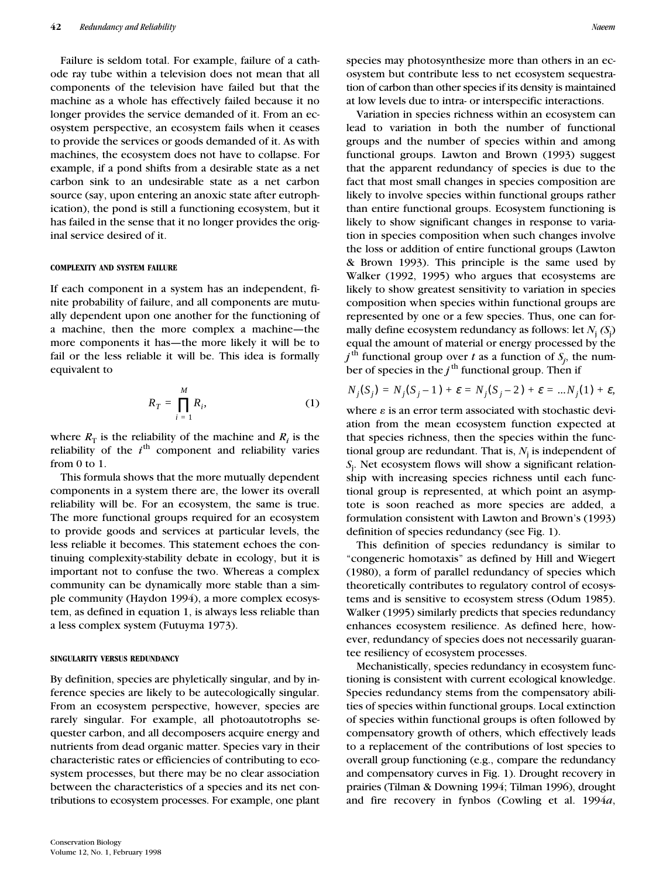Failure is seldom total. For example, failure of a cathode ray tube within a television does not mean that all components of the television have failed but that the machine as a whole has effectively failed because it no longer provides the service demanded of it. From an ecosystem perspective, an ecosystem fails when it ceases to provide the services or goods demanded of it. As with machines, the ecosystem does not have to collapse. For example, if a pond shifts from a desirable state as a net carbon sink to an undesirable state as a net carbon source (say, upon entering an anoxic state after eutrophication), the pond is still a functioning ecosystem, but it has failed in the sense that it no longer provides the original service desired of it.

#### COMPLEXITY AND SYSTEM FAILURE

If each component in a system has an independent, finite probability of failure, and all components are mutually dependent upon one another for the functioning of a machine, then the more complex a machine—the more components it has—the more likely it will be to fail or the less reliable it will be. This idea is formally equivalent to

$$R_T = \prod_{i=1}^{M} R_i, \tag{1}$$

where $R_T$ is the reliability of the machine and $R_i$ is the reliability of the $i^{\text{th}}$ component and reliability varies from 0 to 1.

This formula shows that the more mutually dependent components in a system there are, the lower its overall reliability will be. For an ecosystem, the same is true. The more functional groups required for an ecosystem to provide goods and services at particular levels, the less reliable it becomes. This statement echoes the continuing complexity-stability debate in ecology, but it is important not to confuse the two. Whereas a complex community can be dynamically more stable than a simple community (Haydon 1994), a more complex ecosystem, as defined in equation 1, is always less reliable than a less complex system (Futuyma 1973).

#### SINGULARITY VERSUS REDUNDANCY

By definition, species are phyletically singular, and by inference species are likely to be autecologically singular. From an ecosystem perspective, however, species are rarely singular. For example, all photoautotrophs sequester carbon, and all decomposers acquire energy and nutrients from dead organic matter. Species vary in their characteristic rates or efficiencies of contributing to ecosystem processes, but there may be no clear association between the characteristics of a species and its net contributions to ecosystem processes. For example, one plant species may photosynthesize more than others in an ecosystem but contribute less to net ecosystem sequestration of carbon than other species if its density is maintained at low levels due to intra- or interspecific interactions.

Variation in species richness within an ecosystem can lead to variation in both the number of functional groups and the number of species within and among functional groups. Lawton and Brown (1993) suggest that the apparent redundancy of species is due to the fact that most small changes in species composition are likely to involve species within functional groups rather than entire functional groups. Ecosystem functioning is likely to show significant changes in response to variation in species composition when such changes involve the loss or addition of entire functional groups (Lawton & Brown 1993). This principle is the same used by Walker (1992, 1995) who argues that ecosystems are likely to show greatest sensitivity to variation in species composition when species within functional groups are represented by one or a few species. Thus, one can formally define ecosystem redundancy as follows: let $N_j(S_j)$ equal the amount of material or energy processed by the $j^{\text{th}}$ functional group over $t$ as a function of $S_j$, the number of species in the $j^{\text{th}}$ functional group. Then if

$$N_j(S_j) = N_j(S_j - 1) + \varepsilon = N_j(S_j - 2) + \varepsilon = \ldots N_j(1) + \varepsilon,$$

where $\varepsilon$ is an error term associated with stochastic deviation from the mean ecosystem function expected at that species richness, then the species within the functional group are redundant. That is, $N_j$ is independent of $S_j$. Net ecosystem flows will show a significant relationship with increasing species richness until each functional group is represented, at which point an asymptote is soon reached as more species are added, a formulation consistent with Lawton and Brown's (1993) definition of species redundancy (see Fig. 1).

This definition of species redundancy is similar to "congeneric homotaxis" as defined by Hill and Wiegert (1980), a form of parallel redundancy of species which theoretically contributes to regulatory control of ecosystems and is sensitive to ecosystem stress (Odum 1985). Walker (1995) similarly predicts that species redundancy enhances ecosystem resilience. As defined here, however, redundancy of species does not necessarily guarantee resiliency of ecosystem processes.

Mechanistically, species redundancy in ecosystem functioning is consistent with current ecological knowledge. Species redundancy stems from the compensatory abilities of species within functional groups. Local extinction of species within functional groups is often followed by compensatory growth of others, which effectively leads to a replacement of the contributions of lost species to overall group functioning (e.g., compare the redundancy and compensatory curves in Fig. 1). Drought recovery in prairies (Tilman & Downing 1994; Tilman 1996), drought and fire recovery in fynbos (Cowling et al. 1994*a*,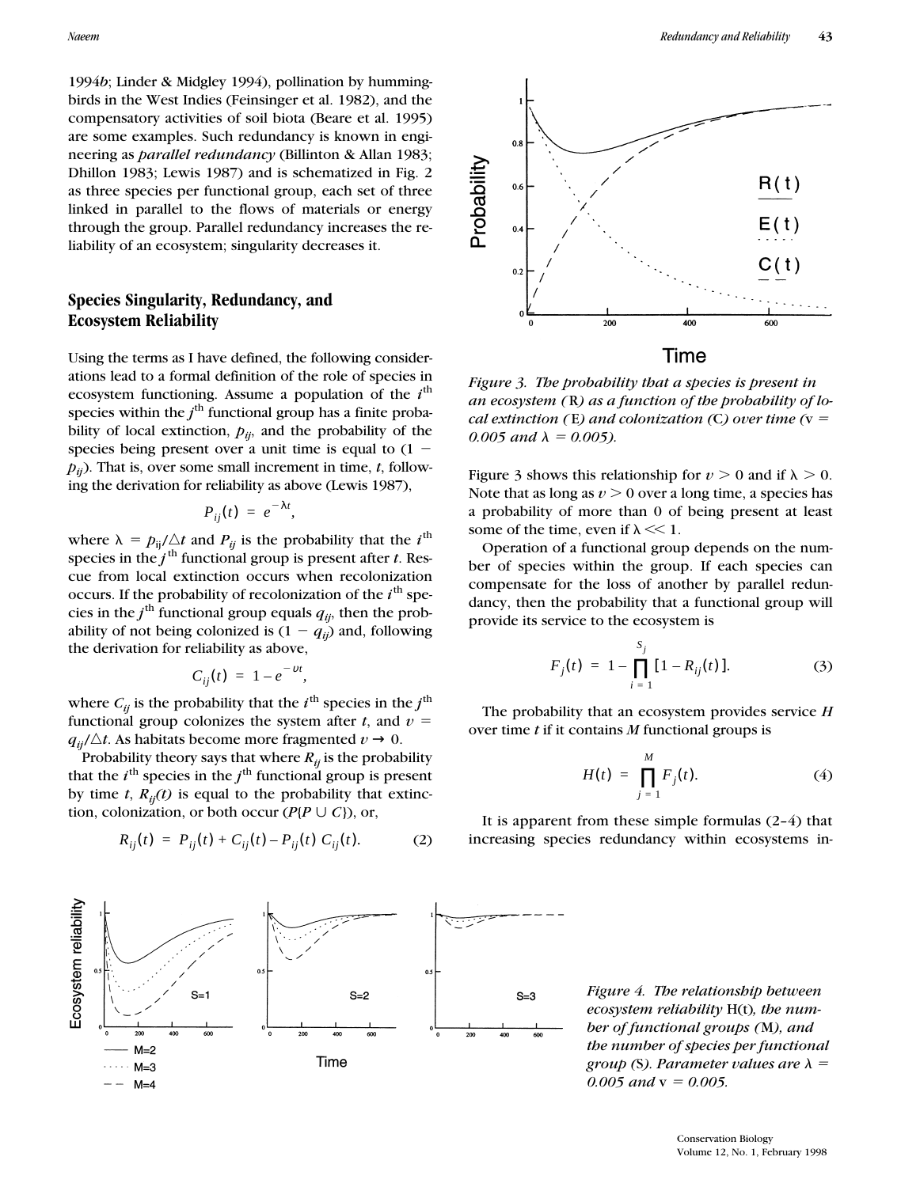1994*b*; Linder & Midgley 1994), pollination by hummingbirds in the West Indies (Feinsinger et al. 1982), and the compensatory activities of soil biota (Beare et al. 1995) are some examples. Such redundancy is known in engineering as *parallel redundancy* (Billinton & Allan 1983; Dhillon 1983; Lewis 1987) and is schematized in Fig. 2 as three species per functional group, each set of three linked in parallel to the flows of materials or energy through the group. Parallel redundancy increases the reliability of an ecosystem; singularity decreases it.

## Species Singularity, Redundancy, and Ecosystem Reliability

Using the terms as I have defined, the following considerations lead to a formal definition of the role of species in ecosystem functioning. Assume a population of the $i^{th}$ species within the $j^{th}$ functional group has a finite probability of local extinction, $p_{ij}$, and the probability of the species being present over a unit time is equal to $(1 - p_{ij})$. That is, over some small increment in time, $t$, following the derivation for reliability as above (Lewis 1987),

$$P_{ij}(t) = e^{-\lambda t},$$

where $\lambda = p_{ij}/\triangle t$ and $P_{ij}$ is the probability that the $i^{th}$ species in the $j^{th}$ functional group is present after $t$. Rescue from local extinction occurs when recolonization occurs. If the probability of recolonization of the $i^{th}$ species in the $j^{th}$ functional group equals $q_{ij}$, then the probability of not being colonized is $(1 - q_{ij})$ and, following the derivation for reliability as above,

$$C_{ij}(t) = 1 - e^{-\upsilon t},$$

where $C_{ij}$ is the probability that the $i^{th}$ species in the $j^{th}$ functional group colonizes the system after $t$, and $\upsilon = q_{ij}/\triangle t$. As habitats become more fragmented $\upsilon \rightarrow 0$.

Probability theory says that where $R_{ij}$ is the probability that the $i^{th}$ species in the $j^{th}$ functional group is present by time $t$, $R_{ij}(t)$ is equal to the probability that extinction, colonization, or both occur ($P\{P \cup C\}$), or,

$$R_{ij}(t) = P_{ij}(t) + C_{ij}(t) - P_{ij}(t)\, C_{ij}(t). \tag{2}$$

*Figure 3. The probability that a species is present in an ecosystem (R) as a function of the probability of local extinction (E) and colonization (C) over time (v = 0.005 and λ = 0.005).*

Figure 3 shows this relationship for $\upsilon > 0$ and if $\lambda > 0$. Note that as long as $\upsilon > 0$ over a long time, a species has a probability of more than 0 of being present at least some of the time, even if $\lambda \ll 1$.

Operation of a functional group depends on the number of species within the group. If each species can compensate for the loss of another by parallel redundancy, then the probability that a functional group will provide its service to the ecosystem is

$$F_j(t) = 1 - \prod_{i=1}^{S_j} [1 - R_{ij}(t)]. \tag{3}$$

The probability that an ecosystem provides service $H$ over time $t$ if it contains $M$ functional groups is

$$H(t) = \prod_{j=1}^{M} F_j(t). \tag{4}$$

It is apparent from these simple formulas (2–4) that increasing species redundancy within ecosystems in-

*Figure 4. The relationship between ecosystem reliability* H(t)*, the number of functional groups (*M*), and the number of species per functional group (*S*). Parameter values are λ = 0.005 and v = 0.005.*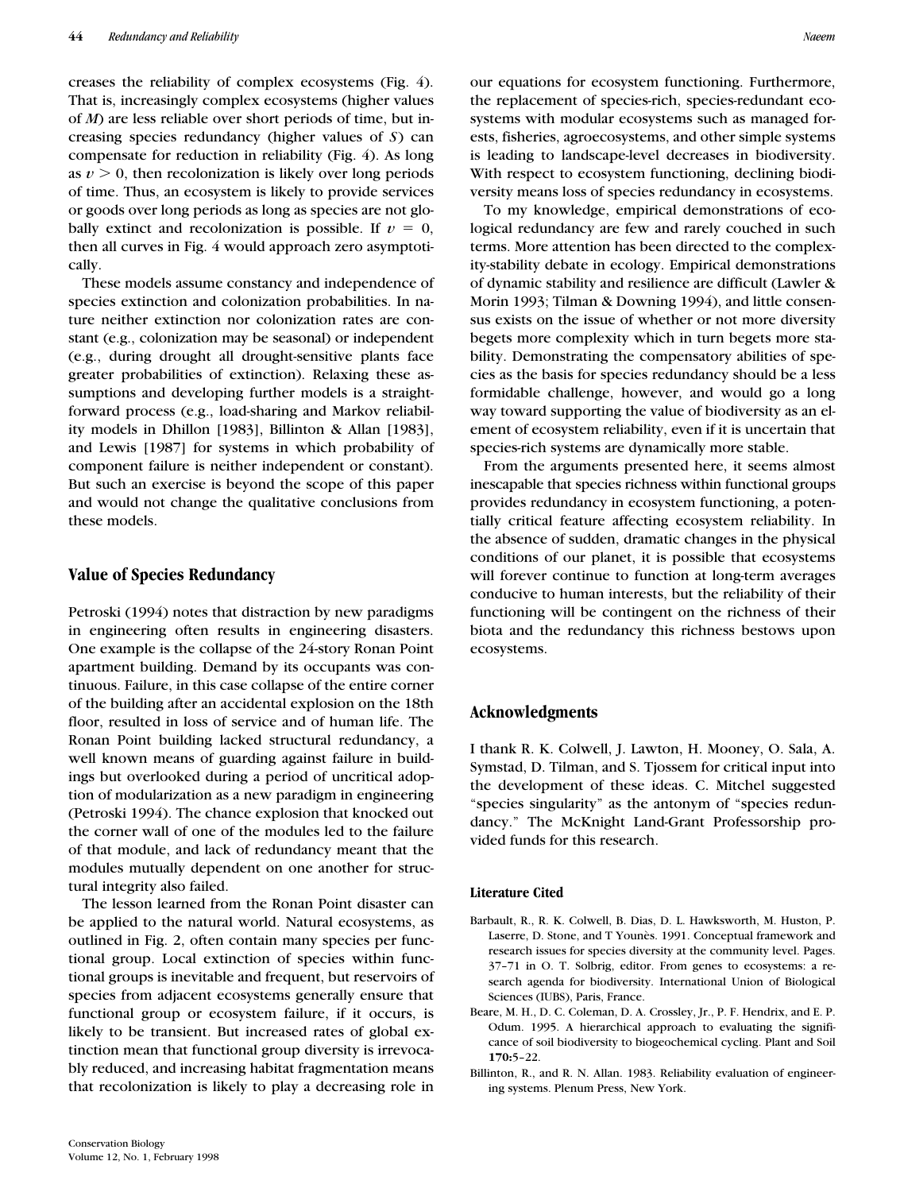creases the reliability of complex ecosystems (Fig. 4). That is, increasingly complex ecosystems (higher values of $M$) are less reliable over short periods of time, but increasing species redundancy (higher values of $S$) can compensate for reduction in reliability (Fig. 4). As long as $v > 0$, then recolonization is likely over long periods of time. Thus, an ecosystem is likely to provide services or goods over long periods as long as species are not globally extinct and recolonization is possible. If $v = 0$, then all curves in Fig. 4 would approach zero asymptotically.

These models assume constancy and independence of species extinction and colonization probabilities. In nature neither extinction nor colonization rates are constant (e.g., colonization may be seasonal) or independent (e.g., during drought all drought-sensitive plants face greater probabilities of extinction). Relaxing these assumptions and developing further models is a straightforward process (e.g., load-sharing and Markov reliability models in Dhillon [1983], Billinton & Allan [1983], and Lewis [1987] for systems in which probability of component failure is neither independent or constant). But such an exercise is beyond the scope of this paper and would not change the qualitative conclusions from these models.

## Value of Species Redundancy

Petroski (1994) notes that distraction by new paradigms in engineering often results in engineering disasters. One example is the collapse of the 24-story Ronan Point apartment building. Demand by its occupants was continuous. Failure, in this case collapse of the entire corner of the building after an accidental explosion on the 18th floor, resulted in loss of service and of human life. The Ronan Point building lacked structural redundancy, a well known means of guarding against failure in buildings but overlooked during a period of uncritical adoption of modularization as a new paradigm in engineering (Petroski 1994). The chance explosion that knocked out the corner wall of one of the modules led to the failure of that module, and lack of redundancy meant that the modules mutually dependent on one another for structural integrity also failed.

The lesson learned from the Ronan Point disaster can be applied to the natural world. Natural ecosystems, as outlined in Fig. 2, often contain many species per functional group. Local extinction of species within functional groups is inevitable and frequent, but reservoirs of species from adjacent ecosystems generally ensure that functional group or ecosystem failure, if it occurs, is likely to be transient. But increased rates of global extinction mean that functional group diversity is irrevocably reduced, and increasing habitat fragmentation means that recolonization is likely to play a decreasing role in our equations for ecosystem functioning. Furthermore, the replacement of species-rich, species-redundant ecosystems with modular ecosystems such as managed forests, fisheries, agroecosystems, and other simple systems is leading to landscape-level decreases in biodiversity. With respect to ecosystem functioning, declining biodiversity means loss of species redundancy in ecosystems.

To my knowledge, empirical demonstrations of ecological redundancy are few and rarely couched in such terms. More attention has been directed to the complexity-stability debate in ecology. Empirical demonstrations of dynamic stability and resilience are difficult (Lawler & Morin 1993; Tilman & Downing 1994), and little consensus exists on the issue of whether or not more diversity begets more complexity which in turn begets more stability. Demonstrating the compensatory abilities of species as the basis for species redundancy should be a less formidable challenge, however, and would go a long way toward supporting the value of biodiversity as an element of ecosystem reliability, even if it is uncertain that species-rich systems are dynamically more stable.

From the arguments presented here, it seems almost inescapable that species richness within functional groups provides redundancy in ecosystem functioning, a potentially critical feature affecting ecosystem reliability. In the absence of sudden, dramatic changes in the physical conditions of our planet, it is possible that ecosystems will forever continue to function at long-term averages conducive to human interests, but the reliability of their functioning will be contingent on the richness of their biota and the redundancy this richness bestows upon ecosystems.

## Acknowledgments

I thank R. K. Colwell, J. Lawton, H. Mooney, O. Sala, A. Symstad, D. Tilman, and S. Tjossem for critical input into the development of these ideas. C. Mitchel suggested "species singularity" as the antonym of "species redundancy." The McKnight Land-Grant Professorship provided funds for this research.

### Literature Cited

Barbault, R., R. K. Colwell, B. Dias, D. L. Hawksworth, M. Huston, P. Laserre, D. Stone, and T Younès. 1991. Conceptual framework and research issues for species diversity at the community level. Pages. 37–71 in O. T. Solbrig, editor. From genes to ecosystems: a research agenda for biodiversity. International Union of Biological Sciences (IUBS), Paris, France.

Beare, M. H., D. C. Coleman, D. A. Crossley, Jr., P. F. Hendrix, and E. P. Odum. 1995. A hierarchical approach to evaluating the significance of soil biodiversity to biogeochemical cycling. Plant and Soil **170:**5–22.

Billinton, R., and R. N. Allan. 1983. Reliability evaluation of engineering systems. Plenum Press, New York.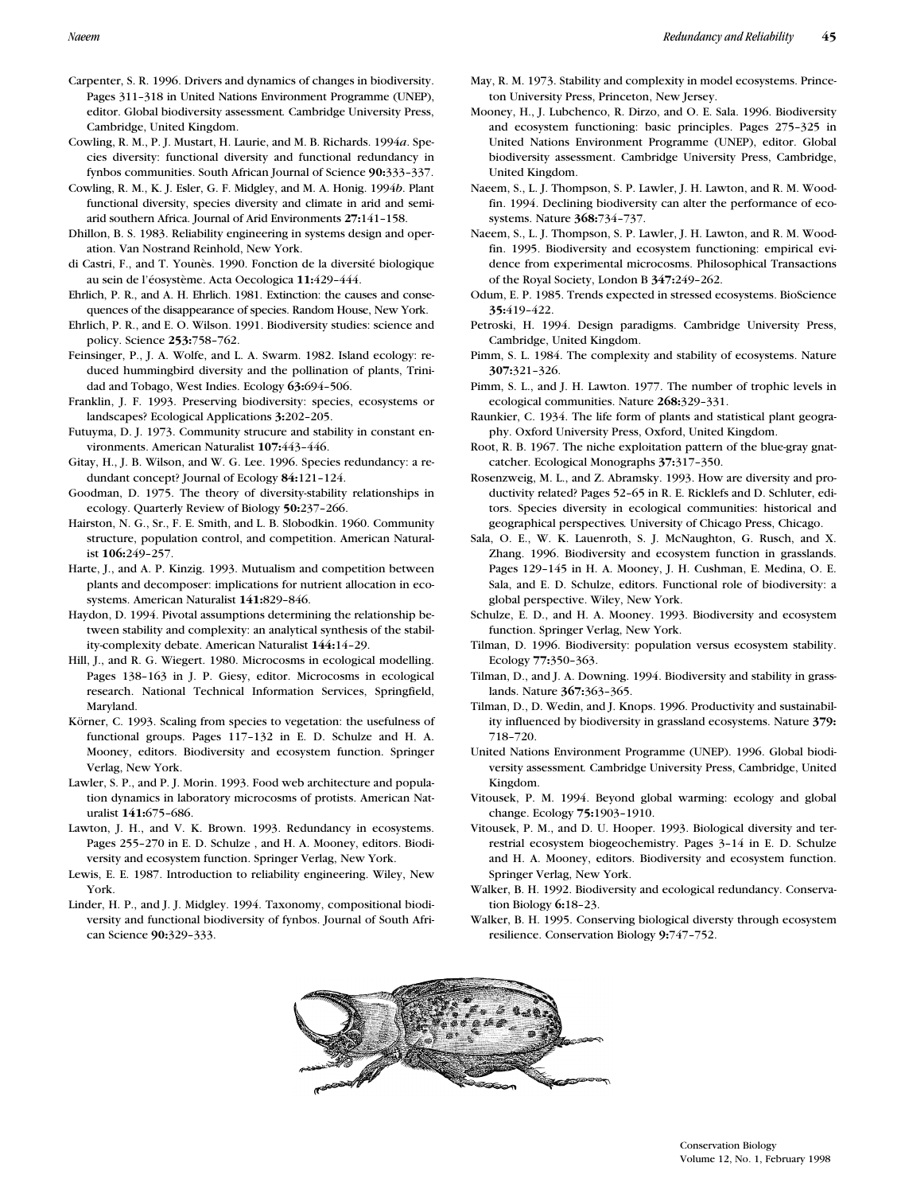Carpenter, S. R. 1996. Drivers and dynamics of changes in biodiversity. Pages 311–318 in United Nations Environment Programme (UNEP), editor. Global biodiversity assessment. Cambridge University Press, Cambridge, United Kingdom.

Cowling, R. M., P. J. Mustart, H. Laurie, and M. B. Richards. 1994*a*. Species diversity: functional diversity and functional redundancy in fynbos communities. South African Journal of Science **90:**333–337.

Cowling, R. M., K. J. Esler, G. F. Midgley, and M. A. Honig. 1994*b*. Plant functional diversity, species diversity and climate in arid and semi-arid southern Africa. Journal of Arid Environments **27:**141–158.

Dhillon, B. S. 1983. Reliability engineering in systems design and operation. Van Nostrand Reinhold, New York.

di Castri, F., and T. Younès. 1990. Fonction de la diversité biologique au sein de l'éosystème. Acta Oecologica **11:**429–444.

Ehrlich, P. R., and A. H. Ehrlich. 1981. Extinction: the causes and consequences of the disappearance of species. Random House, New York.

Ehrlich, P. R., and E. O. Wilson. 1991. Biodiversity studies: science and policy. Science **253:**758–762.

Feinsinger, P., J. A. Wolfe, and L. A. Swarm. 1982. Island ecology: reduced hummingbird diversity and the pollination of plants, Trinidad and Tobago, West Indies. Ecology **63:**694–506.

Franklin, J. F. 1993. Preserving biodiversity: species, ecosystems or landscapes? Ecological Applications **3:**202–205.

Futuyma, D. J. 1973. Community strucure and stability in constant environments. American Naturalist **107:**443–446.

Gitay, H., J. B. Wilson, and W. G. Lee. 1996. Species redundancy: a redundant concept? Journal of Ecology **84:**121–124.

Goodman, D. 1975. The theory of diversity-stability relationships in ecology. Quarterly Review of Biology **50:**237–266.

Hairston, N. G., Sr., F. E. Smith, and L. B. Slobodkin. 1960. Community structure, population control, and competition. American Naturalist **106:**249–257.

Harte, J., and A. P. Kinzig. 1993. Mutualism and competition between plants and decomposer: implications for nutrient allocation in ecosystems. American Naturalist **141:**829–846.

Haydon, D. 1994. Pivotal assumptions determining the relationship between stability and complexity: an analytical synthesis of the stability-complexity debate. American Naturalist **144:**14–29.

Hill, J., and R. G. Wiegert. 1980. Microcosms in ecological modelling. Pages 138–163 in J. P. Giesy, editor. Microcosms in ecological research. National Technical Information Services, Springfield, Maryland.

Körner, C. 1993. Scaling from species to vegetation: the usefulness of functional groups. Pages 117–132 in E. D. Schulze and H. A. Mooney, editors. Biodiversity and ecosystem function. Springer Verlag, New York.

Lawler, S. P., and P. J. Morin. 1993. Food web architecture and population dynamics in laboratory microcosms of protists. American Naturalist **141:**675–686.

Lawton, J. H., and V. K. Brown. 1993. Redundancy in ecosystems. Pages 255–270 in E. D. Schulze , and H. A. Mooney, editors. Biodiversity and ecosystem function. Springer Verlag, New York.

Lewis, E. E. 1987. Introduction to reliability engineering. Wiley, New York.

Linder, H. P., and J. J. Midgley. 1994. Taxonomy, compositional biodiversity and functional biodiversity of fynbos. Journal of South African Science **90:**329–333.

May, R. M. 1973. Stability and complexity in model ecosystems. Princeton University Press, Princeton, New Jersey.

Mooney, H., J. Lubchenco, R. Dirzo, and O. E. Sala. 1996. Biodiversity and ecosystem functioning: basic principles. Pages 275–325 in United Nations Environment Programme (UNEP), editor. Global biodiversity assessment. Cambridge University Press, Cambridge, United Kingdom.

Naeem, S., L. J. Thompson, S. P. Lawler, J. H. Lawton, and R. M. Woodfin. 1994. Declining biodiversity can alter the performance of ecosystems. Nature **368:**734–737.

Naeem, S., L. J. Thompson, S. P. Lawler, J. H. Lawton, and R. M. Woodfin. 1995. Biodiversity and ecosystem functioning: empirical evidence from experimental microcosms. Philosophical Transactions of the Royal Society, London B **347:**249–262.

Odum, E. P. 1985. Trends expected in stressed ecosystems. BioScience **35:**419–422.

Petroski, H. 1994. Design paradigms. Cambridge University Press, Cambridge, United Kingdom.

Pimm, S. L. 1984. The complexity and stability of ecosystems. Nature **307:**321–326.

Pimm, S. L., and J. H. Lawton. 1977. The number of trophic levels in ecological communities. Nature **268:**329–331.

Raunkier, C. 1934. The life form of plants and statistical plant geography. Oxford University Press, Oxford, United Kingdom.

Root, R. B. 1967. The niche exploitation pattern of the blue-gray gnatcatcher. Ecological Monographs **37:**317–350.

Rosenzweig, M. L., and Z. Abramsky. 1993. How are diversity and productivity related? Pages 52–65 in R. E. Ricklefs and D. Schluter, editors. Species diversity in ecological communities: historical and geographical perspectives. University of Chicago Press, Chicago.

Sala, O. E., W. K. Lauenroth, S. J. McNaughton, G. Rusch, and X. Zhang. 1996. Biodiversity and ecosystem function in grasslands. Pages 129–145 in H. A. Mooney, J. H. Cushman, E. Medina, O. E. Sala, and E. D. Schulze, editors. Functional role of biodiversity: a global perspective. Wiley, New York.

Schulze, E. D., and H. A. Mooney. 1993. Biodiversity and ecosystem function. Springer Verlag, New York.

Tilman, D. 1996. Biodiversity: population versus ecosystem stability. Ecology **77:**350–363.

Tilman, D., and J. A. Downing. 1994. Biodiversity and stability in grasslands. Nature **367:**363–365.

Tilman, D., D. Wedin, and J. Knops. 1996. Productivity and sustainability influenced by biodiversity in grassland ecosystems. Nature **379:** 718–720.

United Nations Environment Programme (UNEP). 1996. Global biodiversity assessment. Cambridge University Press, Cambridge, United Kingdom.

Vitousek, P. M. 1994. Beyond global warming: ecology and global change. Ecology **75:**1903–1910.

Vitousek, P. M., and D. U. Hooper. 1993. Biological diversity and terrestrial ecosystem biogeochemistry. Pages 3–14 in E. D. Schulze and H. A. Mooney, editors. Biodiversity and ecosystem function. Springer Verlag, New York.

Walker, B. H. 1992. Biodiversity and ecological redundancy. Conservation Biology **6:**18–23.

Walker, B. H. 1995. Conserving biological diversty through ecosystem resilience. Conservation Biology **9:**747–752.